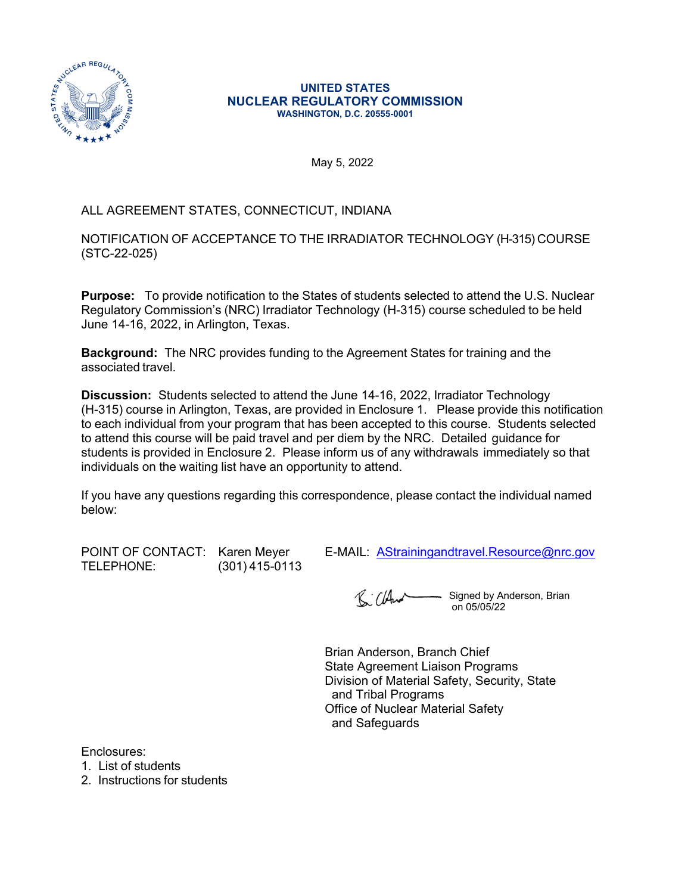**UNITED STATES**
**NUCLEAR REGULATORY COMMISSION**
**WASHINGTON, D.C. 20555-0001**

May 5, 2022

ALL AGREEMENT STATES, CONNECTICUT, INDIANA

NOTIFICATION OF ACCEPTANCE TO THE IRRADIATOR TECHNOLOGY (H-315) COURSE (STC-22-025)

**Purpose:** To provide notification to the States of students selected to attend the U.S. Nuclear Regulatory Commission's (NRC) Irradiator Technology (H-315) course scheduled to be held June 14-16, 2022, in Arlington, Texas.

**Background:** The NRC provides funding to the Agreement States for training and the associated travel.

**Discussion:** Students selected to attend the June 14-16, 2022, Irradiator Technology (H-315) course in Arlington, Texas, are provided in Enclosure 1. Please provide this notification to each individual from your program that has been accepted to this course. Students selected to attend this course will be paid travel and per diem by the NRC. Detailed guidance for students is provided in Enclosure 2. Please inform us of any withdrawals immediately so that individuals on the waiting list have an opportunity to attend.

If you have any questions regarding this correspondence, please contact the individual named below:

POINT OF CONTACT: Karen Meyer E-MAIL: AStrainingandtravel.Resource@nrc.gov
TELEPHONE: (301) 415-0113

Signed by Anderson, Brian on 05/05/22

Brian Anderson, Branch Chief
State Agreement Liaison Programs
Division of Material Safety, Security, State and Tribal Programs
Office of Nuclear Material Safety and Safeguards

Enclosures:
1. List of students
2. Instructions for students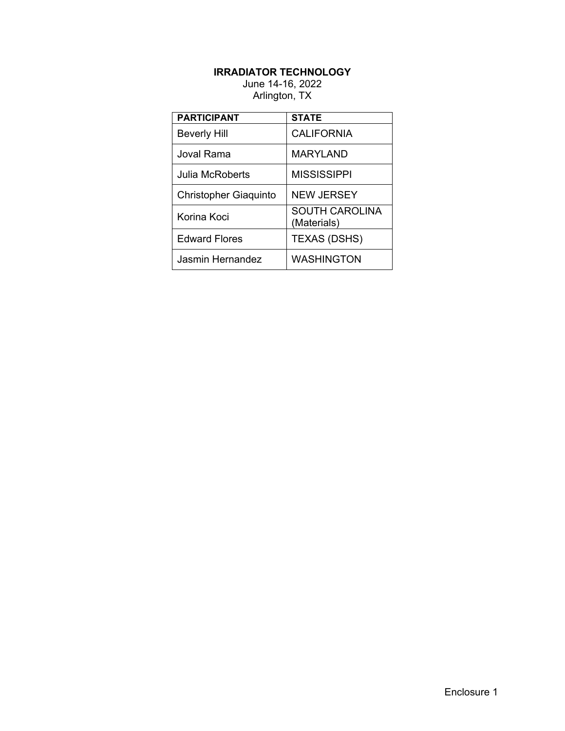**IRRADIATOR TECHNOLOGY**

June 14-16, 2022

Arlington, TX

| PARTICIPANT | STATE |
|---|---|
| Beverly Hill | CALIFORNIA |
| Joval Rama | MARYLAND |
| Julia McRoberts | MISSISSIPPI |
| Christopher Giaquinto | NEW JERSEY |
| Korina Koci | SOUTH CAROLINA (Materials) |
| Edward Flores | TEXAS (DSHS) |
| Jasmin Hernandez | WASHINGTON |

Enclosure 1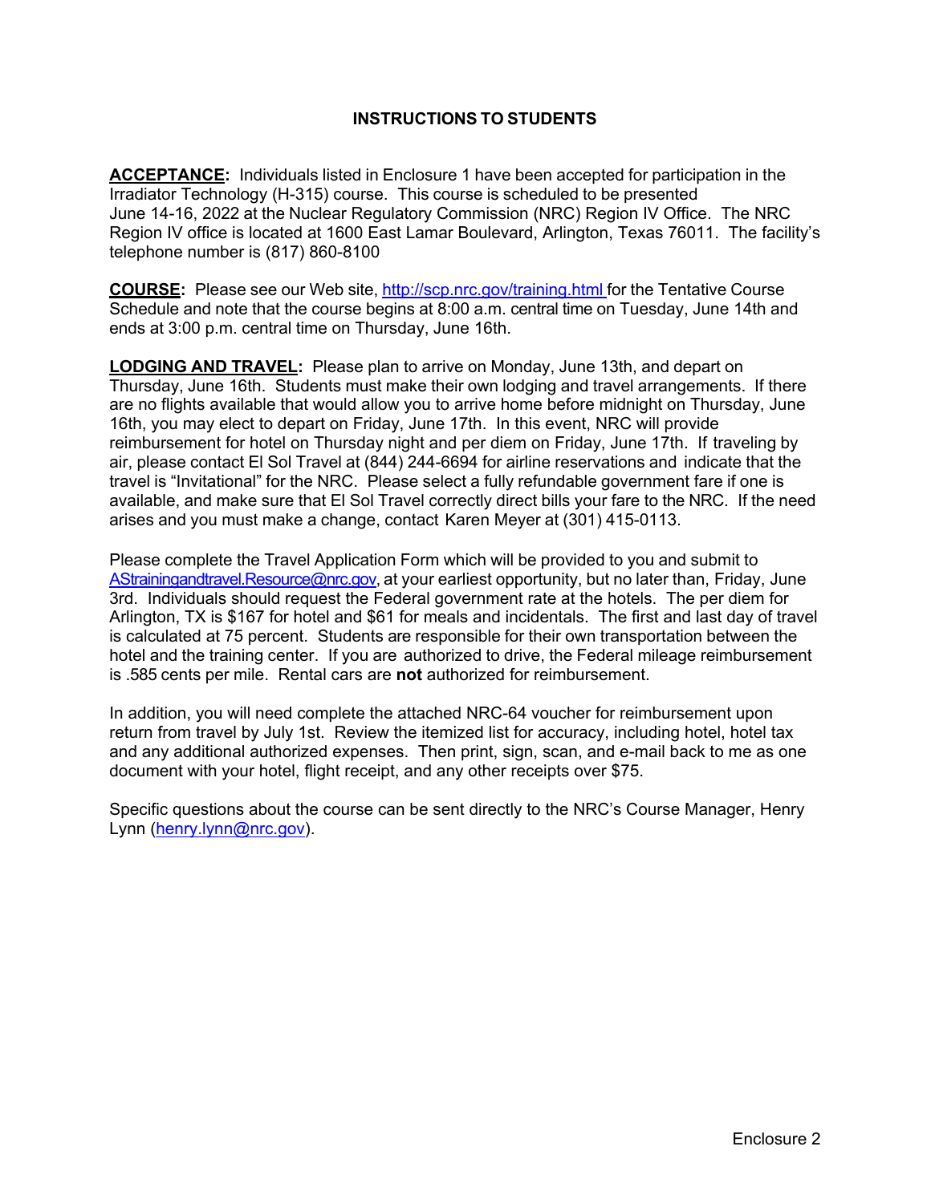## INSTRUCTIONS TO STUDENTS

**ACCEPTANCE:** Individuals listed in Enclosure 1 have been accepted for participation in the Irradiator Technology (H-315) course. This course is scheduled to be presented June 14-16, 2022 at the Nuclear Regulatory Commission (NRC) Region IV Office. The NRC Region IV office is located at 1600 East Lamar Boulevard, Arlington, Texas 76011. The facility's telephone number is (817) 860-8100

**COURSE:** Please see our Web site, http://scp.nrc.gov/training.html for the Tentative Course Schedule and note that the course begins at 8:00 a.m. central time on Tuesday, June 14th and ends at 3:00 p.m. central time on Thursday, June 16th.

**LODGING AND TRAVEL:** Please plan to arrive on Monday, June 13th, and depart on Thursday, June 16th. Students must make their own lodging and travel arrangements. If there are no flights available that would allow you to arrive home before midnight on Thursday, June 16th, you may elect to depart on Friday, June 17th. In this event, NRC will provide reimbursement for hotel on Thursday night and per diem on Friday, June 17th. If traveling by air, please contact El Sol Travel at (844) 244-6694 for airline reservations and indicate that the travel is "Invitational" for the NRC. Please select a fully refundable government fare if one is available, and make sure that El Sol Travel correctly direct bills your fare to the NRC. If the need arises and you must make a change, contact Karen Meyer at (301) 415-0113.

Please complete the Travel Application Form which will be provided to you and submit to AStrainingandtravel.Resource@nrc.gov, at your earliest opportunity, but no later than, Friday, June 3rd. Individuals should request the Federal government rate at the hotels. The per diem for Arlington, TX is $167 for hotel and $61 for meals and incidentals. The first and last day of travel is calculated at 75 percent. Students are responsible for their own transportation between the hotel and the training center. If you are authorized to drive, the Federal mileage reimbursement is .585 cents per mile. Rental cars are **not** authorized for reimbursement.

In addition, you will need complete the attached NRC-64 voucher for reimbursement upon return from travel by July 1st. Review the itemized list for accuracy, including hotel, hotel tax and any additional authorized expenses. Then print, sign, scan, and e-mail back to me as one document with your hotel, flight receipt, and any other receipts over $75.

Specific questions about the course can be sent directly to the NRC's Course Manager, Henry Lynn (henry.lynn@nrc.gov).

Enclosure 2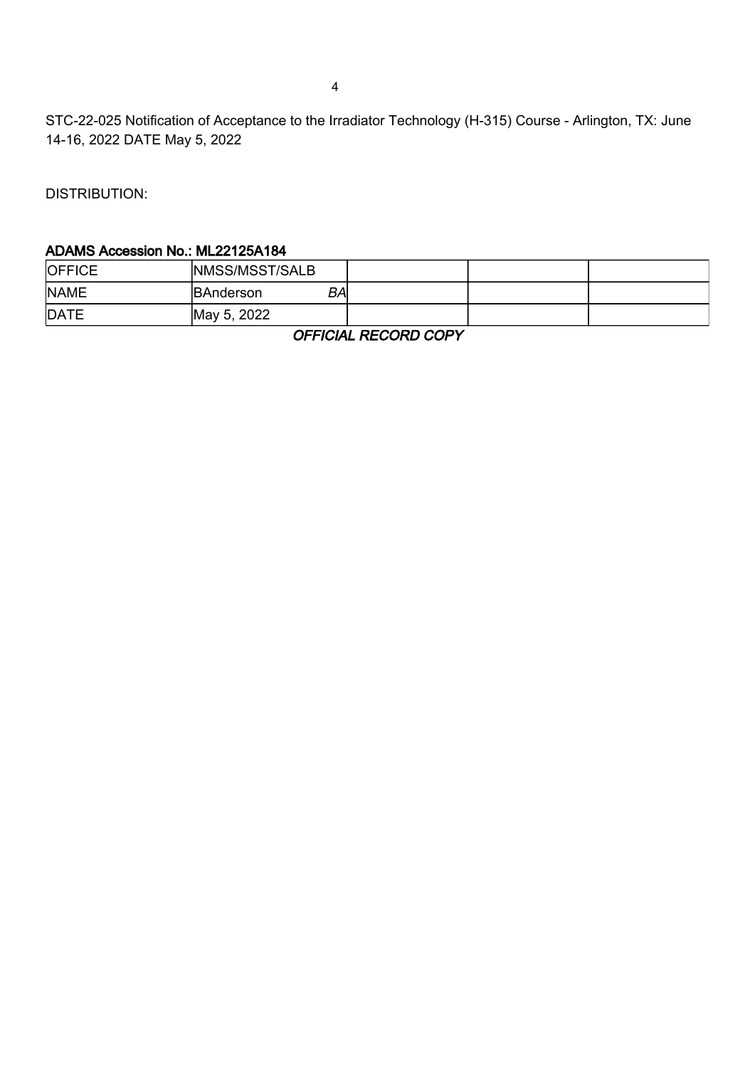STC-22-025 Notification of Acceptance to the Irradiator Technology (H-315) Course - Arlington, TX: June 14-16, 2022 DATE May 5, 2022

DISTRIBUTION:

**ADAMS Accession No.: ML22125A184**

| | | | | |
|---|---|---|---|---|
| OFFICE | NMSS/MSST/SALB | | | |
| NAME | BAnderson *BA* | | | |
| DATE | May 5, 2022 | | | |

***OFFICIAL RECORD COPY***